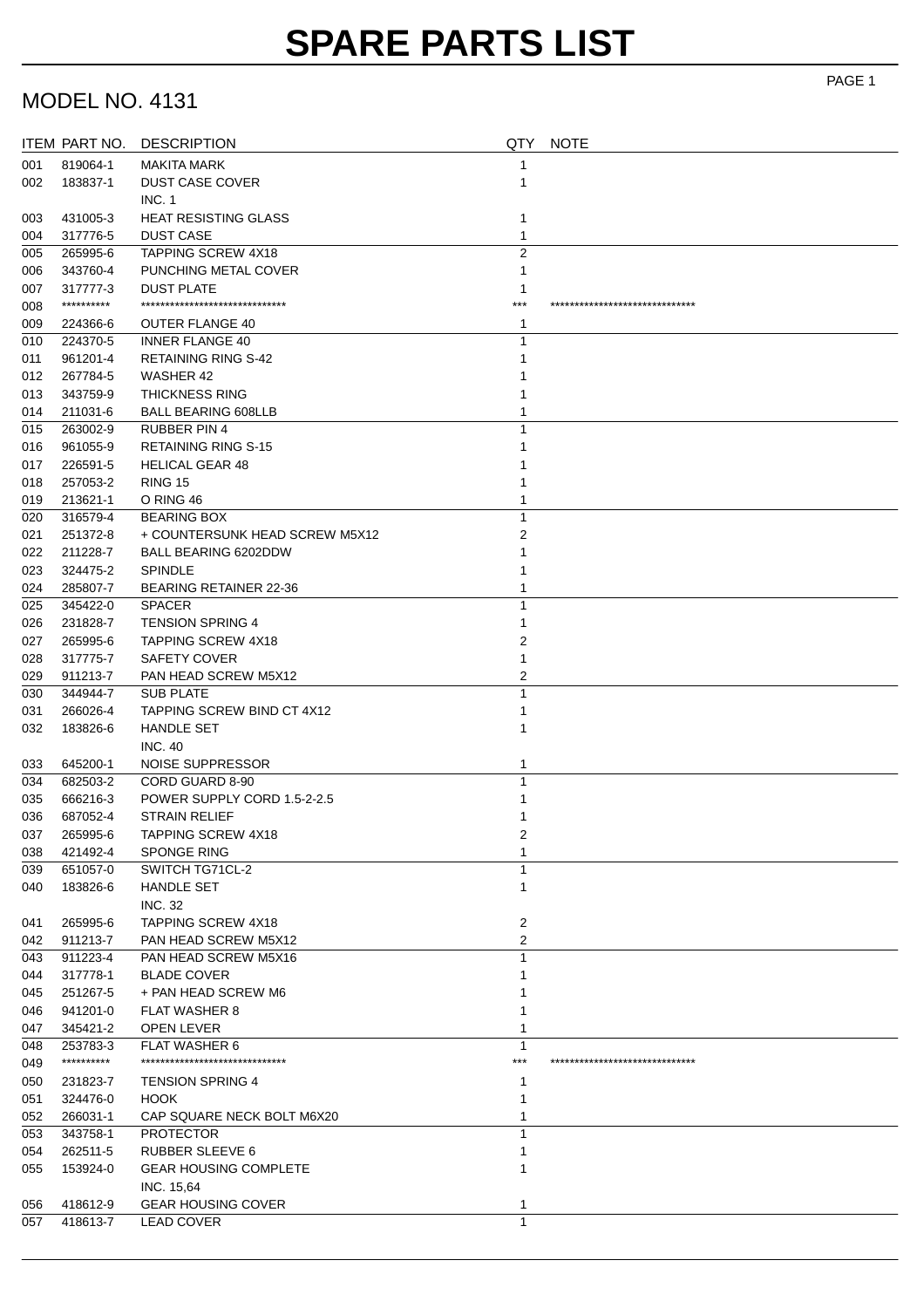# SPARE PARTS LIST

## MODEL NO. 4131

| ITEM | PART NO. | DESCRIPTION | QTY | NOTE |
|---|---|---|---|---|
| 001 | 819064-1 | MAKITA MARK | 1 | |
| 002 | 183837-1 | DUST CASE COVER<br>INC. 1 | 1 | |
| 003 | 431005-3 | HEAT RESISTING GLASS | 1 | |
| 004 | 317776-5 | DUST CASE | 1 | |
| 005 | 265995-6 | TAPPING SCREW 4X18 | 2 | |
| 006 | 343760-4 | PUNCHING METAL COVER | 1 | |
| 007 | 317777-3 | DUST PLATE | 1 | |
| 008 | ********** | ****************************** | *** | ****************************** |
| 009 | 224366-6 | OUTER FLANGE 40 | 1 | |
| 010 | 224370-5 | INNER FLANGE 40 | 1 | |
| 011 | 961201-4 | RETAINING RING S-42 | 1 | |
| 012 | 267784-5 | WASHER 42 | 1 | |
| 013 | 343759-9 | THICKNESS RING | 1 | |
| 014 | 211031-6 | BALL BEARING 608LLB | 1 | |
| 015 | 263002-9 | RUBBER PIN 4 | 1 | |
| 016 | 961055-9 | RETAINING RING S-15 | 1 | |
| 017 | 226591-5 | HELICAL GEAR 48 | 1 | |
| 018 | 257053-2 | RING 15 | 1 | |
| 019 | 213621-1 | O RING 46 | 1 | |
| 020 | 316579-4 | BEARING BOX | 1 | |
| 021 | 251372-8 | + COUNTERSUNK HEAD SCREW M5X12 | 2 | |
| 022 | 211228-7 | BALL BEARING 6202DDW | 1 | |
| 023 | 324475-2 | SPINDLE | 1 | |
| 024 | 285807-7 | BEARING RETAINER 22-36 | 1 | |
| 025 | 345422-0 | SPACER | 1 | |
| 026 | 231828-7 | TENSION SPRING 4 | 1 | |
| 027 | 265995-6 | TAPPING SCREW 4X18 | 2 | |
| 028 | 317775-7 | SAFETY COVER | 1 | |
| 029 | 911213-7 | PAN HEAD SCREW M5X12 | 2 | |
| 030 | 344944-7 | SUB PLATE | 1 | |
| 031 | 266026-4 | TAPPING SCREW BIND CT 4X12 | 1 | |
| 032 | 183826-6 | HANDLE SET<br>INC. 40 | 1 | |
| 033 | 645200-1 | NOISE SUPPRESSOR | 1 | |
| 034 | 682503-2 | CORD GUARD 8-90 | 1 | |
| 035 | 666216-3 | POWER SUPPLY CORD 1.5-2-2.5 | 1 | |
| 036 | 687052-4 | STRAIN RELIEF | 1 | |
| 037 | 265995-6 | TAPPING SCREW 4X18 | 2 | |
| 038 | 421492-4 | SPONGE RING | 1 | |
| 039 | 651057-0 | SWITCH TG71CL-2 | 1 | |
| 040 | 183826-6 | HANDLE SET<br>INC. 32 | 1 | |
| 041 | 265995-6 | TAPPING SCREW 4X18 | 2 | |
| 042 | 911213-7 | PAN HEAD SCREW M5X12 | 2 | |
| 043 | 911223-4 | PAN HEAD SCREW M5X16 | 1 | |
| 044 | 317778-1 | BLADE COVER | 1 | |
| 045 | 251267-5 | + PAN HEAD SCREW M6 | 1 | |
| 046 | 941201-0 | FLAT WASHER 8 | 1 | |
| 047 | 345421-2 | OPEN LEVER | 1 | |
| 048 | 253783-3 | FLAT WASHER 6 | 1 | |
| 049 | ********** | ****************************** | *** | ****************************** |
| 050 | 231823-7 | TENSION SPRING 4 | 1 | |
| 051 | 324476-0 | HOOK | 1 | |
| 052 | 266031-1 | CAP SQUARE NECK BOLT M6X20 | 1 | |
| 053 | 343758-1 | PROTECTOR | 1 | |
| 054 | 262511-5 | RUBBER SLEEVE 6 | 1 | |
| 055 | 153924-0 | GEAR HOUSING COMPLETE<br>INC. 15,64 | 1 | |
| 056 | 418612-9 | GEAR HOUSING COVER | 1 | |
| 057 | 418613-7 | LEAD COVER | 1 | |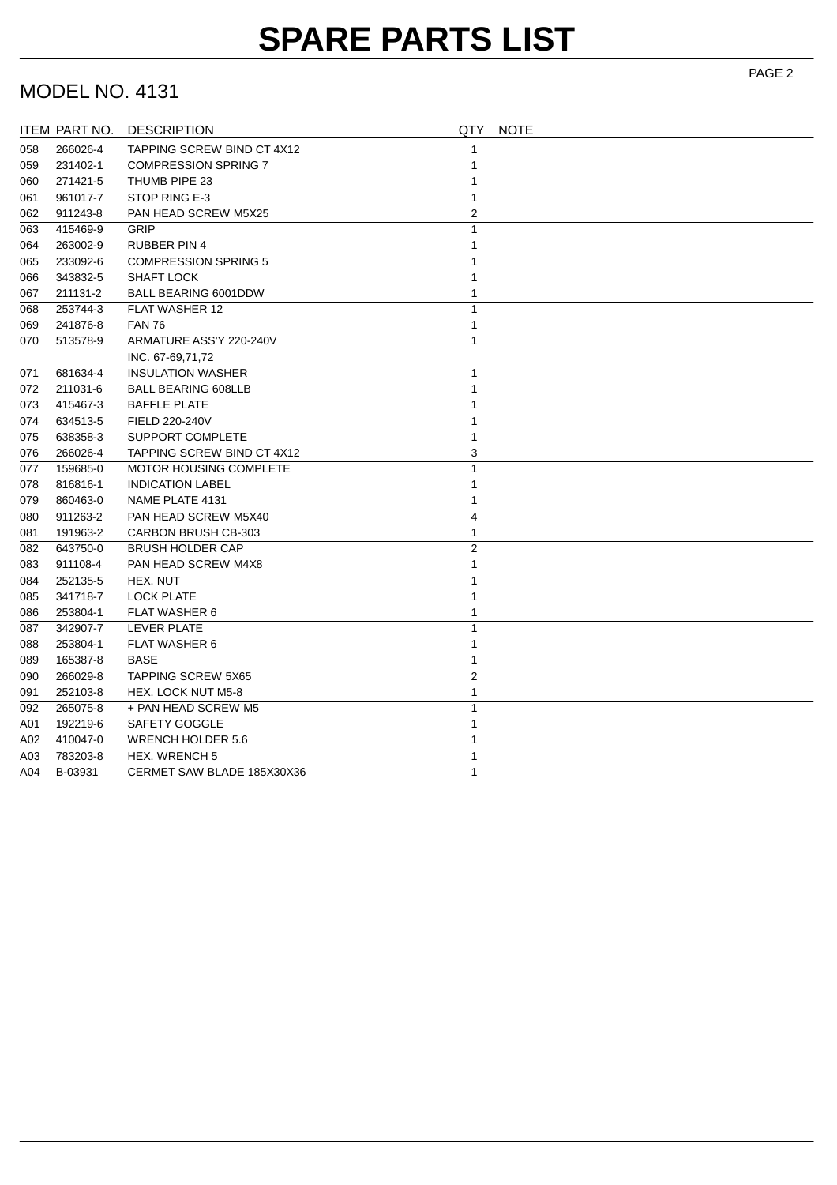# SPARE PARTS LIST

## MODEL NO. 4131

| ITEM | PART NO. | DESCRIPTION | QTY | NOTE |
|---|---|---|---|---|
| 058 | 266026-4 | TAPPING SCREW BIND CT 4X12 | 1 | |
| 059 | 231402-1 | COMPRESSION SPRING 7 | 1 | |
| 060 | 271421-5 | THUMB PIPE 23 | 1 | |
| 061 | 961017-7 | STOP RING E-3 | 1 | |
| 062 | 911243-8 | PAN HEAD SCREW M5X25 | 2 | |
| 063 | 415469-9 | GRIP | 1 | |
| 064 | 263002-9 | RUBBER PIN 4 | 1 | |
| 065 | 233092-6 | COMPRESSION SPRING 5 | 1 | |
| 066 | 343832-5 | SHAFT LOCK | 1 | |
| 067 | 211131-2 | BALL BEARING 6001DDW | 1 | |
| 068 | 253744-3 | FLAT WASHER 12 | 1 | |
| 069 | 241876-8 | FAN 76 | 1 | |
| 070 | 513578-9 | ARMATURE ASS'Y 220-240V | 1 | |
| | | INC. 67-69,71,72 | | |
| 071 | 681634-4 | INSULATION WASHER | 1 | |
| 072 | 211031-6 | BALL BEARING 608LLB | 1 | |
| 073 | 415467-3 | BAFFLE PLATE | 1 | |
| 074 | 634513-5 | FIELD 220-240V | 1 | |
| 075 | 638358-3 | SUPPORT COMPLETE | 1 | |
| 076 | 266026-4 | TAPPING SCREW BIND CT 4X12 | 3 | |
| 077 | 159685-0 | MOTOR HOUSING COMPLETE | 1 | |
| 078 | 816816-1 | INDICATION LABEL | 1 | |
| 079 | 860463-0 | NAME PLATE 4131 | 1 | |
| 080 | 911263-2 | PAN HEAD SCREW M5X40 | 4 | |
| 081 | 191963-2 | CARBON BRUSH CB-303 | 1 | |
| 082 | 643750-0 | BRUSH HOLDER CAP | 2 | |
| 083 | 911108-4 | PAN HEAD SCREW M4X8 | 1 | |
| 084 | 252135-5 | HEX. NUT | 1 | |
| 085 | 341718-7 | LOCK PLATE | 1 | |
| 086 | 253804-1 | FLAT WASHER 6 | 1 | |
| 087 | 342907-7 | LEVER PLATE | 1 | |
| 088 | 253804-1 | FLAT WASHER 6 | 1 | |
| 089 | 165387-8 | BASE | 1 | |
| 090 | 266029-8 | TAPPING SCREW 5X65 | 2 | |
| 091 | 252103-8 | HEX. LOCK NUT M5-8 | 1 | |
| 092 | 265075-8 | + PAN HEAD SCREW M5 | 1 | |
| A01 | 192219-6 | SAFETY GOGGLE | 1 | |
| A02 | 410047-0 | WRENCH HOLDER 5.6 | 1 | |
| A03 | 783203-8 | HEX. WRENCH 5 | 1 | |
| A04 | B-03931 | CERMET SAW BLADE 185X30X36 | 1 | |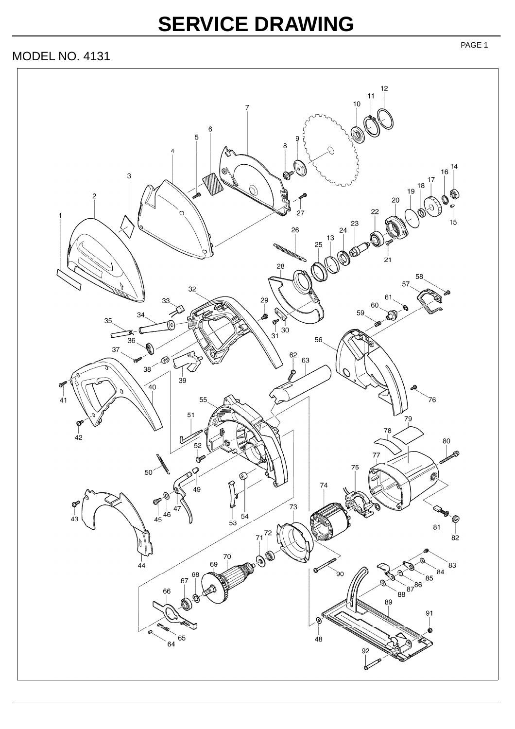# SERVICE DRAWING

PAGE 1

MODEL NO. 4131